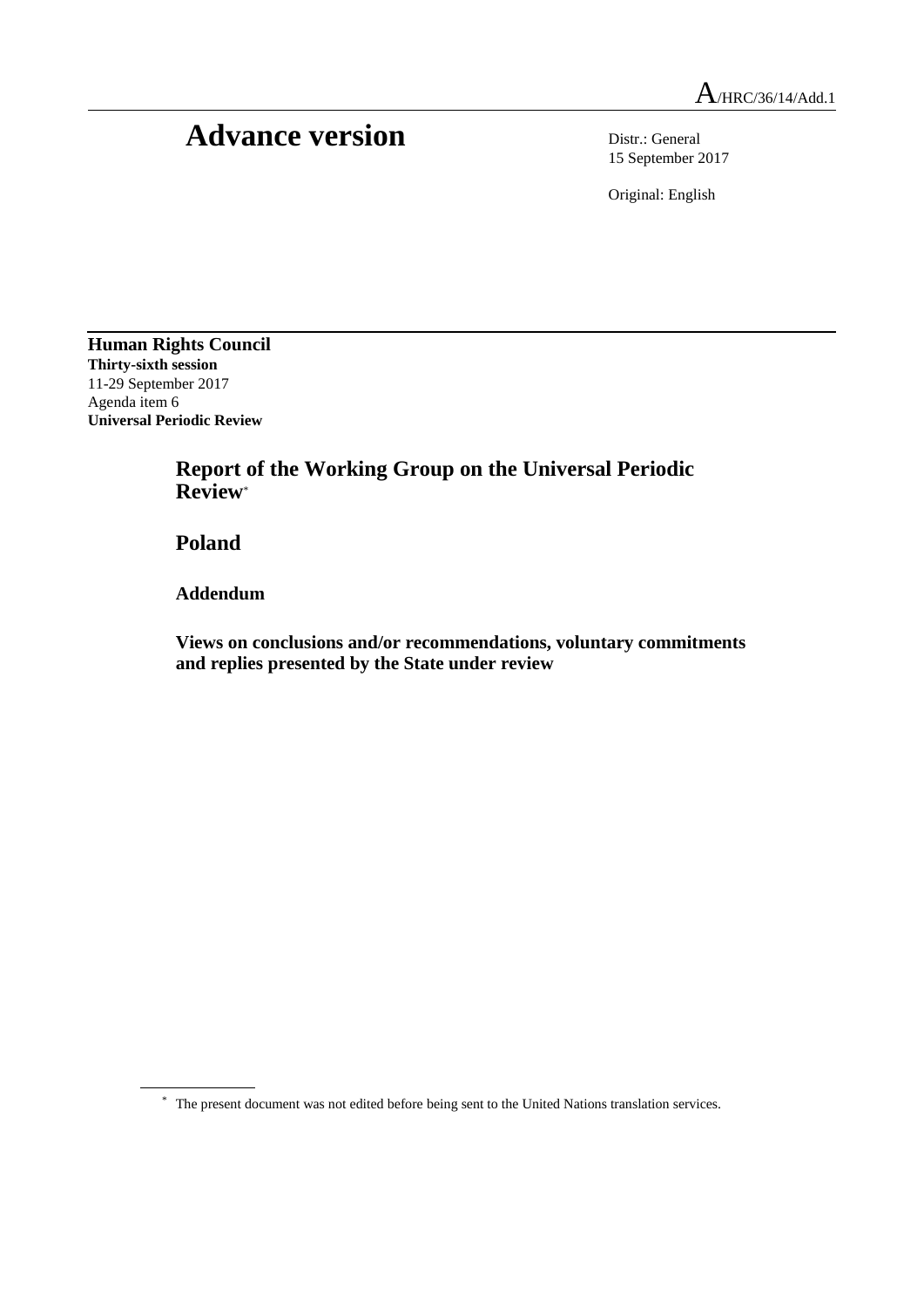A/HRC/36/14/Add.1

# Advance version

Distr.: General
15 September 2017

Original: English

**Human Rights Council**
**Thirty-sixth session**
11-29 September 2017
Agenda item 6
**Universal Periodic Review**

## Report of the Working Group on the Universal Periodic Review*

## Poland

### Addendum

### Views on conclusions and/or recommendations, voluntary commitments and replies presented by the State under review

* The present document was not edited before being sent to the United Nations translation services.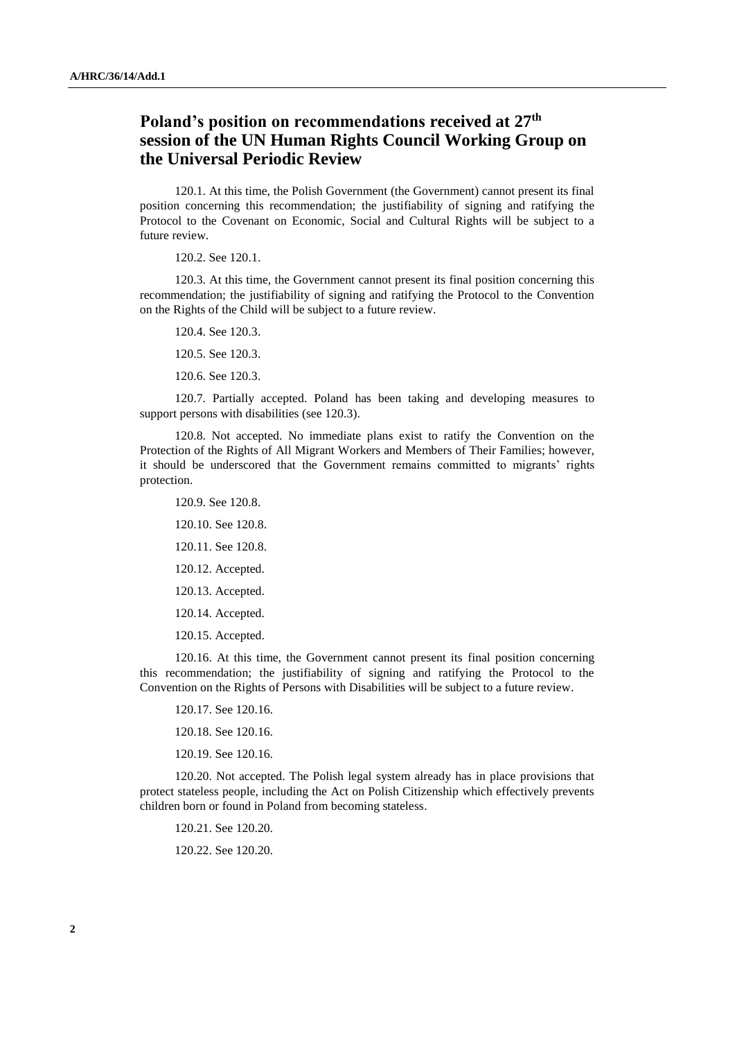# Poland's position on recommendations received at 27th session of the UN Human Rights Council Working Group on the Universal Periodic Review

120.1. At this time, the Polish Government (the Government) cannot present its final position concerning this recommendation; the justifiability of signing and ratifying the Protocol to the Covenant on Economic, Social and Cultural Rights will be subject to a future review.

120.2. See 120.1.

120.3. At this time, the Government cannot present its final position concerning this recommendation; the justifiability of signing and ratifying the Protocol to the Convention on the Rights of the Child will be subject to a future review.

120.4. See 120.3.

120.5. See 120.3.

120.6. See 120.3.

120.7. Partially accepted. Poland has been taking and developing measures to support persons with disabilities (see 120.3).

120.8. Not accepted. No immediate plans exist to ratify the Convention on the Protection of the Rights of All Migrant Workers and Members of Their Families; however, it should be underscored that the Government remains committed to migrants' rights protection.

120.9. See 120.8.

120.10. See 120.8.

120.11. See 120.8.

120.12. Accepted.

120.13. Accepted.

120.14. Accepted.

120.15. Accepted.

120.16. At this time, the Government cannot present its final position concerning this recommendation; the justifiability of signing and ratifying the Protocol to the Convention on the Rights of Persons with Disabilities will be subject to a future review.

120.17. See 120.16.

120.18. See 120.16.

120.19. See 120.16.

120.20. Not accepted. The Polish legal system already has in place provisions that protect stateless people, including the Act on Polish Citizenship which effectively prevents children born or found in Poland from becoming stateless.

120.21. See 120.20.

120.22. See 120.20.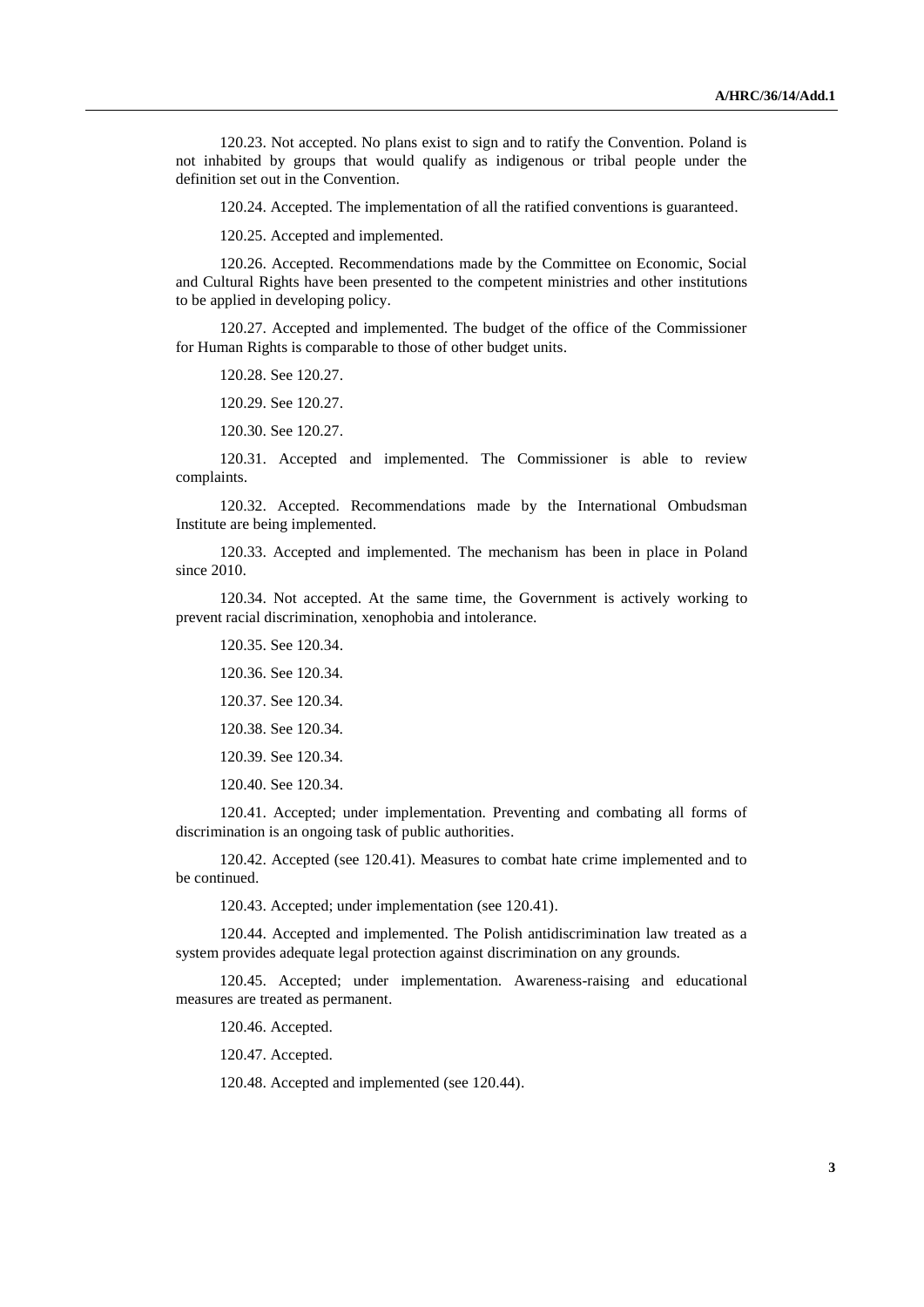120.23. Not accepted. No plans exist to sign and to ratify the Convention. Poland is not inhabited by groups that would qualify as indigenous or tribal people under the definition set out in the Convention.

120.24. Accepted. The implementation of all the ratified conventions is guaranteed.

120.25. Accepted and implemented.

120.26. Accepted. Recommendations made by the Committee on Economic, Social and Cultural Rights have been presented to the competent ministries and other institutions to be applied in developing policy.

120.27. Accepted and implemented. The budget of the office of the Commissioner for Human Rights is comparable to those of other budget units.

120.28. See 120.27.

120.29. See 120.27.

120.30. See 120.27.

120.31. Accepted and implemented. The Commissioner is able to review complaints.

120.32. Accepted. Recommendations made by the International Ombudsman Institute are being implemented.

120.33. Accepted and implemented. The mechanism has been in place in Poland since 2010.

120.34. Not accepted. At the same time, the Government is actively working to prevent racial discrimination, xenophobia and intolerance.

120.35. See 120.34.

120.36. See 120.34.

120.37. See 120.34.

120.38. See 120.34.

120.39. See 120.34.

120.40. See 120.34.

120.41. Accepted; under implementation. Preventing and combating all forms of discrimination is an ongoing task of public authorities.

120.42. Accepted (see 120.41). Measures to combat hate crime implemented and to be continued.

120.43. Accepted; under implementation (see 120.41).

120.44. Accepted and implemented. The Polish antidiscrimination law treated as a system provides adequate legal protection against discrimination on any grounds.

120.45. Accepted; under implementation. Awareness-raising and educational measures are treated as permanent.

120.46. Accepted.

120.47. Accepted.

120.48. Accepted and implemented (see 120.44).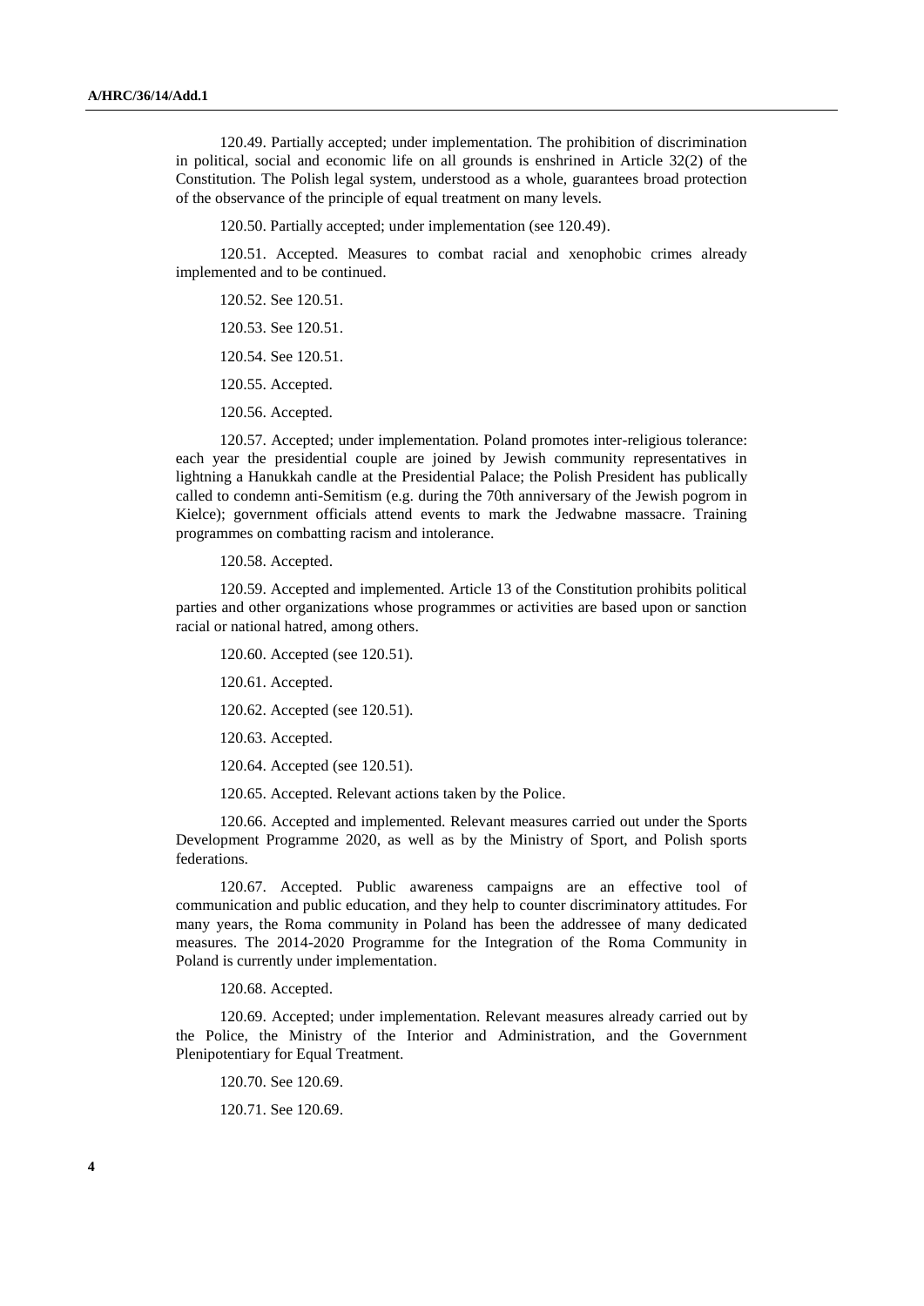120.49. Partially accepted; under implementation. The prohibition of discrimination in political, social and economic life on all grounds is enshrined in Article 32(2) of the Constitution. The Polish legal system, understood as a whole, guarantees broad protection of the observance of the principle of equal treatment on many levels.

120.50. Partially accepted; under implementation (see 120.49).

120.51. Accepted. Measures to combat racial and xenophobic crimes already implemented and to be continued.

120.52. See 120.51.

120.53. See 120.51.

120.54. See 120.51.

120.55. Accepted.

120.56. Accepted.

120.57. Accepted; under implementation. Poland promotes inter-religious tolerance: each year the presidential couple are joined by Jewish community representatives in lightning a Hanukkah candle at the Presidential Palace; the Polish President has publically called to condemn anti-Semitism (e.g. during the 70th anniversary of the Jewish pogrom in Kielce); government officials attend events to mark the Jedwabne massacre. Training programmes on combatting racism and intolerance.

120.58. Accepted.

120.59. Accepted and implemented. Article 13 of the Constitution prohibits political parties and other organizations whose programmes or activities are based upon or sanction racial or national hatred, among others.

120.60. Accepted (see 120.51).

120.61. Accepted.

120.62. Accepted (see 120.51).

120.63. Accepted.

120.64. Accepted (see 120.51).

120.65. Accepted. Relevant actions taken by the Police.

120.66. Accepted and implemented. Relevant measures carried out under the Sports Development Programme 2020, as well as by the Ministry of Sport, and Polish sports federations.

120.67. Accepted. Public awareness campaigns are an effective tool of communication and public education, and they help to counter discriminatory attitudes. For many years, the Roma community in Poland has been the addressee of many dedicated measures. The 2014-2020 Programme for the Integration of the Roma Community in Poland is currently under implementation.

120.68. Accepted.

120.69. Accepted; under implementation. Relevant measures already carried out by the Police, the Ministry of the Interior and Administration, and the Government Plenipotentiary for Equal Treatment.

120.70. See 120.69.

120.71. See 120.69.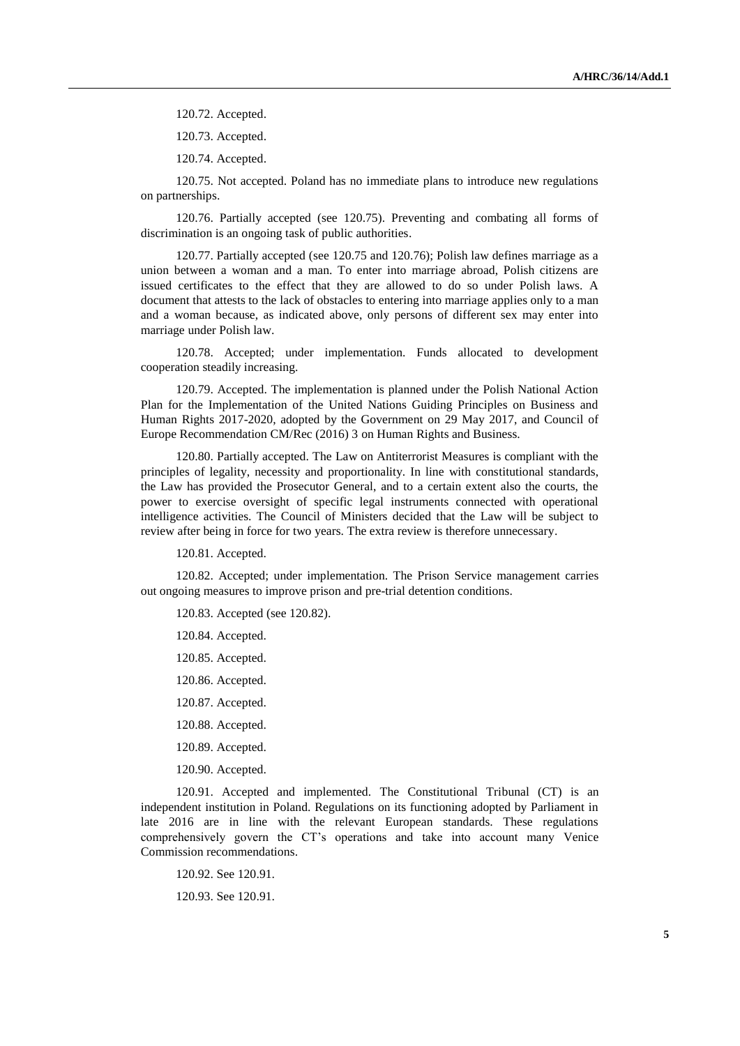120.72. Accepted.

120.73. Accepted.

120.74. Accepted.

120.75. Not accepted. Poland has no immediate plans to introduce new regulations on partnerships.

120.76. Partially accepted (see 120.75). Preventing and combating all forms of discrimination is an ongoing task of public authorities.

120.77. Partially accepted (see 120.75 and 120.76); Polish law defines marriage as a union between a woman and a man. To enter into marriage abroad, Polish citizens are issued certificates to the effect that they are allowed to do so under Polish laws. A document that attests to the lack of obstacles to entering into marriage applies only to a man and a woman because, as indicated above, only persons of different sex may enter into marriage under Polish law.

120.78. Accepted; under implementation. Funds allocated to development cooperation steadily increasing.

120.79. Accepted. The implementation is planned under the Polish National Action Plan for the Implementation of the United Nations Guiding Principles on Business and Human Rights 2017-2020, adopted by the Government on 29 May 2017, and Council of Europe Recommendation CM/Rec (2016) 3 on Human Rights and Business.

120.80. Partially accepted. The Law on Antiterrorist Measures is compliant with the principles of legality, necessity and proportionality. In line with constitutional standards, the Law has provided the Prosecutor General, and to a certain extent also the courts, the power to exercise oversight of specific legal instruments connected with operational intelligence activities. The Council of Ministers decided that the Law will be subject to review after being in force for two years. The extra review is therefore unnecessary.

120.81. Accepted.

120.82. Accepted; under implementation. The Prison Service management carries out ongoing measures to improve prison and pre-trial detention conditions.

120.83. Accepted (see 120.82).

120.84. Accepted.

120.85. Accepted.

120.86. Accepted.

120.87. Accepted.

120.88. Accepted.

120.89. Accepted.

120.90. Accepted.

120.91. Accepted and implemented. The Constitutional Tribunal (CT) is an independent institution in Poland. Regulations on its functioning adopted by Parliament in late 2016 are in line with the relevant European standards. These regulations comprehensively govern the CT's operations and take into account many Venice Commission recommendations.

120.92. See 120.91.

120.93. See 120.91.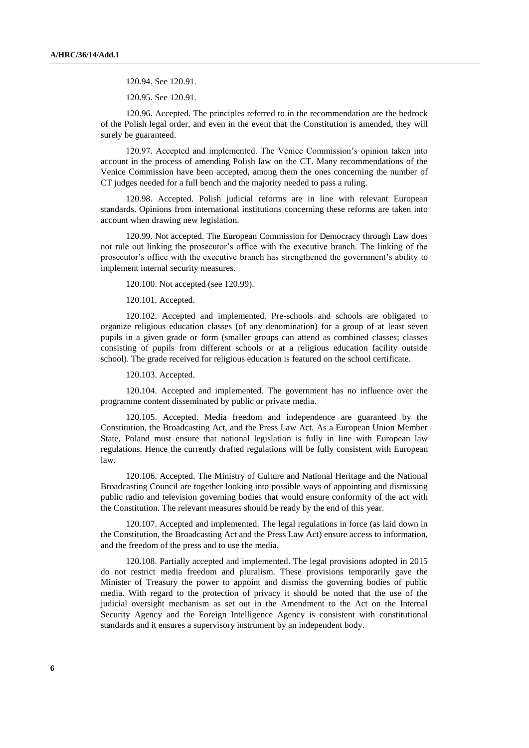120.94. See 120.91.

120.95. See 120.91.

120.96. Accepted. The principles referred to in the recommendation are the bedrock of the Polish legal order, and even in the event that the Constitution is amended, they will surely be guaranteed.

120.97. Accepted and implemented. The Venice Commission's opinion taken into account in the process of amending Polish law on the CT. Many recommendations of the Venice Commission have been accepted, among them the ones concerning the number of CT judges needed for a full bench and the majority needed to pass a ruling.

120.98. Accepted. Polish judicial reforms are in line with relevant European standards. Opinions from international institutions concerning these reforms are taken into account when drawing new legislation.

120.99. Not accepted. The European Commission for Democracy through Law does not rule out linking the prosecutor's office with the executive branch. The linking of the prosecutor's office with the executive branch has strengthened the government's ability to implement internal security measures.

120.100. Not accepted (see 120.99).

120.101. Accepted.

120.102. Accepted and implemented. Pre-schools and schools are obligated to organize religious education classes (of any denomination) for a group of at least seven pupils in a given grade or form (smaller groups can attend as combined classes; classes consisting of pupils from different schools or at a religious education facility outside school). The grade received for religious education is featured on the school certificate.

120.103. Accepted.

120.104. Accepted and implemented. The government has no influence over the programme content disseminated by public or private media.

120.105. Accepted. Media freedom and independence are guaranteed by the Constitution, the Broadcasting Act, and the Press Law Act. As a European Union Member State, Poland must ensure that national legislation is fully in line with European law regulations. Hence the currently drafted regulations will be fully consistent with European law.

120.106. Accepted. The Ministry of Culture and National Heritage and the National Broadcasting Council are together looking into possible ways of appointing and dismissing public radio and television governing bodies that would ensure conformity of the act with the Constitution. The relevant measures should be ready by the end of this year.

120.107. Accepted and implemented. The legal regulations in force (as laid down in the Constitution, the Broadcasting Act and the Press Law Act) ensure access to information, and the freedom of the press and to use the media.

120.108. Partially accepted and implemented. The legal provisions adopted in 2015 do not restrict media freedom and pluralism. These provisions temporarily gave the Minister of Treasury the power to appoint and dismiss the governing bodies of public media. With regard to the protection of privacy it should be noted that the use of the judicial oversight mechanism as set out in the Amendment to the Act on the Internal Security Agency and the Foreign Intelligence Agency is consistent with constitutional standards and it ensures a supervisory instrument by an independent body.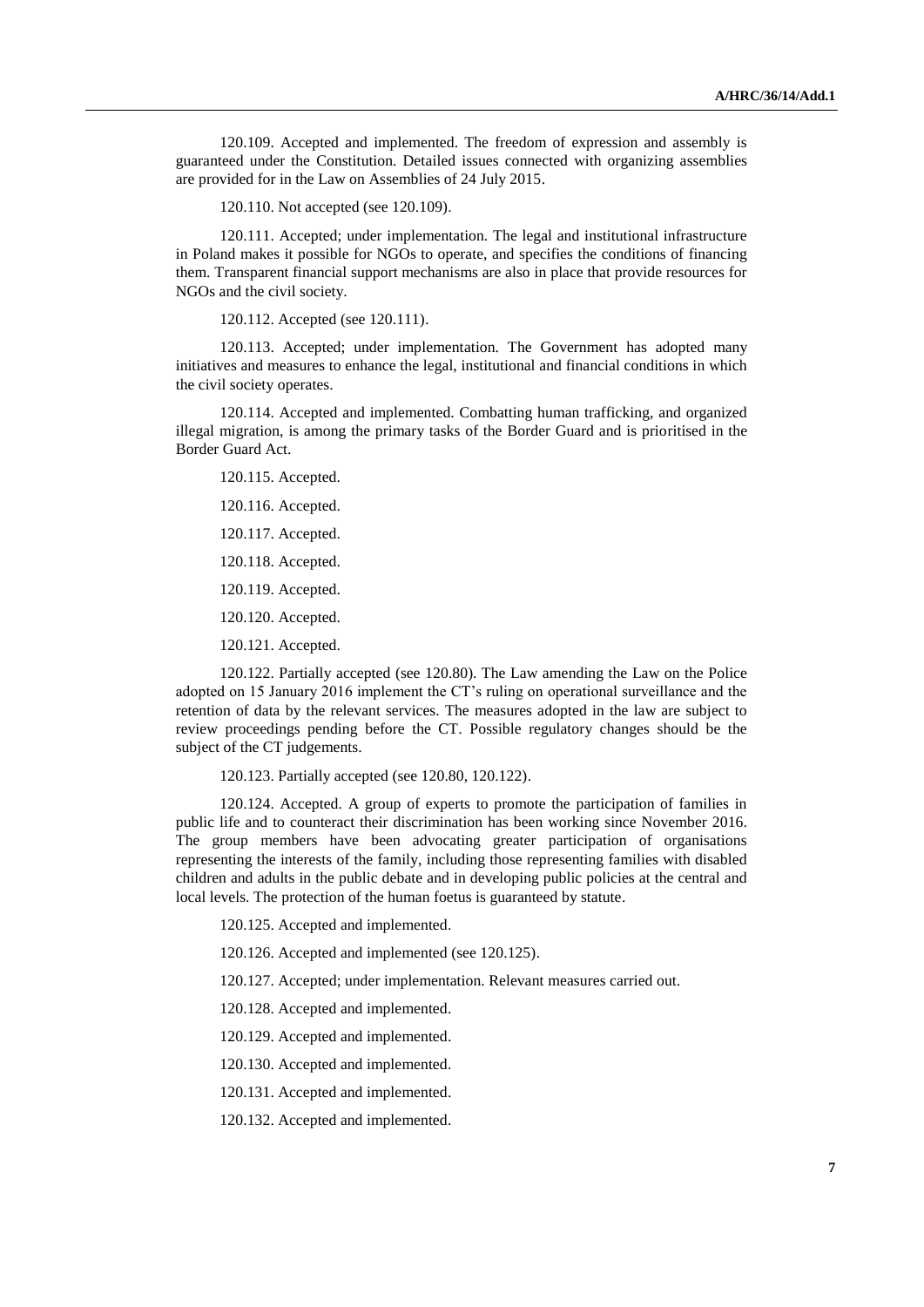120.109. Accepted and implemented. The freedom of expression and assembly is guaranteed under the Constitution. Detailed issues connected with organizing assemblies are provided for in the Law on Assemblies of 24 July 2015.

120.110. Not accepted (see 120.109).

120.111. Accepted; under implementation. The legal and institutional infrastructure in Poland makes it possible for NGOs to operate, and specifies the conditions of financing them. Transparent financial support mechanisms are also in place that provide resources for NGOs and the civil society.

120.112. Accepted (see 120.111).

120.113. Accepted; under implementation. The Government has adopted many initiatives and measures to enhance the legal, institutional and financial conditions in which the civil society operates.

120.114. Accepted and implemented. Combatting human trafficking, and organized illegal migration, is among the primary tasks of the Border Guard and is prioritised in the Border Guard Act.

120.115. Accepted.

120.116. Accepted.

120.117. Accepted.

120.118. Accepted.

120.119. Accepted.

120.120. Accepted.

120.121. Accepted.

120.122. Partially accepted (see 120.80). The Law amending the Law on the Police adopted on 15 January 2016 implement the CT's ruling on operational surveillance and the retention of data by the relevant services. The measures adopted in the law are subject to review proceedings pending before the CT. Possible regulatory changes should be the subject of the CT judgements.

120.123. Partially accepted (see 120.80, 120.122).

120.124. Accepted. A group of experts to promote the participation of families in public life and to counteract their discrimination has been working since November 2016. The group members have been advocating greater participation of organisations representing the interests of the family, including those representing families with disabled children and adults in the public debate and in developing public policies at the central and local levels. The protection of the human foetus is guaranteed by statute.

120.125. Accepted and implemented.

120.126. Accepted and implemented (see 120.125).

120.127. Accepted; under implementation. Relevant measures carried out.

120.128. Accepted and implemented.

120.129. Accepted and implemented.

120.130. Accepted and implemented.

120.131. Accepted and implemented.

120.132. Accepted and implemented.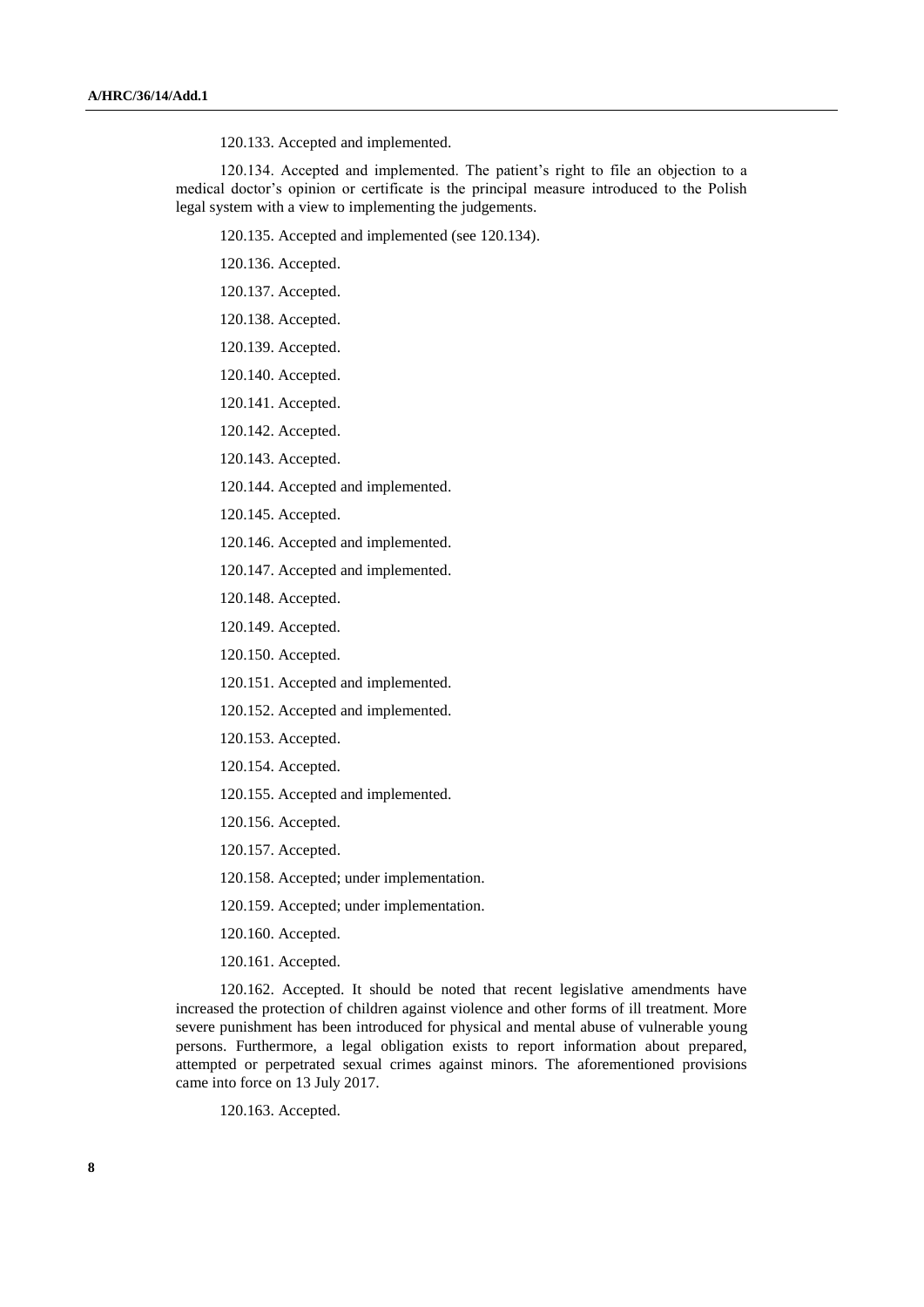120.133. Accepted and implemented.

120.134. Accepted and implemented. The patient's right to file an objection to a medical doctor's opinion or certificate is the principal measure introduced to the Polish legal system with a view to implementing the judgements.

120.135. Accepted and implemented (see 120.134).

120.136. Accepted.

120.137. Accepted.

120.138. Accepted.

120.139. Accepted.

120.140. Accepted.

120.141. Accepted.

120.142. Accepted.

120.143. Accepted.

120.144. Accepted and implemented.

120.145. Accepted.

120.146. Accepted and implemented.

120.147. Accepted and implemented.

120.148. Accepted.

120.149. Accepted.

120.150. Accepted.

120.151. Accepted and implemented.

120.152. Accepted and implemented.

120.153. Accepted.

120.154. Accepted.

120.155. Accepted and implemented.

120.156. Accepted.

120.157. Accepted.

120.158. Accepted; under implementation.

120.159. Accepted; under implementation.

120.160. Accepted.

120.161. Accepted.

120.162. Accepted. It should be noted that recent legislative amendments have increased the protection of children against violence and other forms of ill treatment. More severe punishment has been introduced for physical and mental abuse of vulnerable young persons. Furthermore, a legal obligation exists to report information about prepared, attempted or perpetrated sexual crimes against minors. The aforementioned provisions came into force on 13 July 2017.

120.163. Accepted.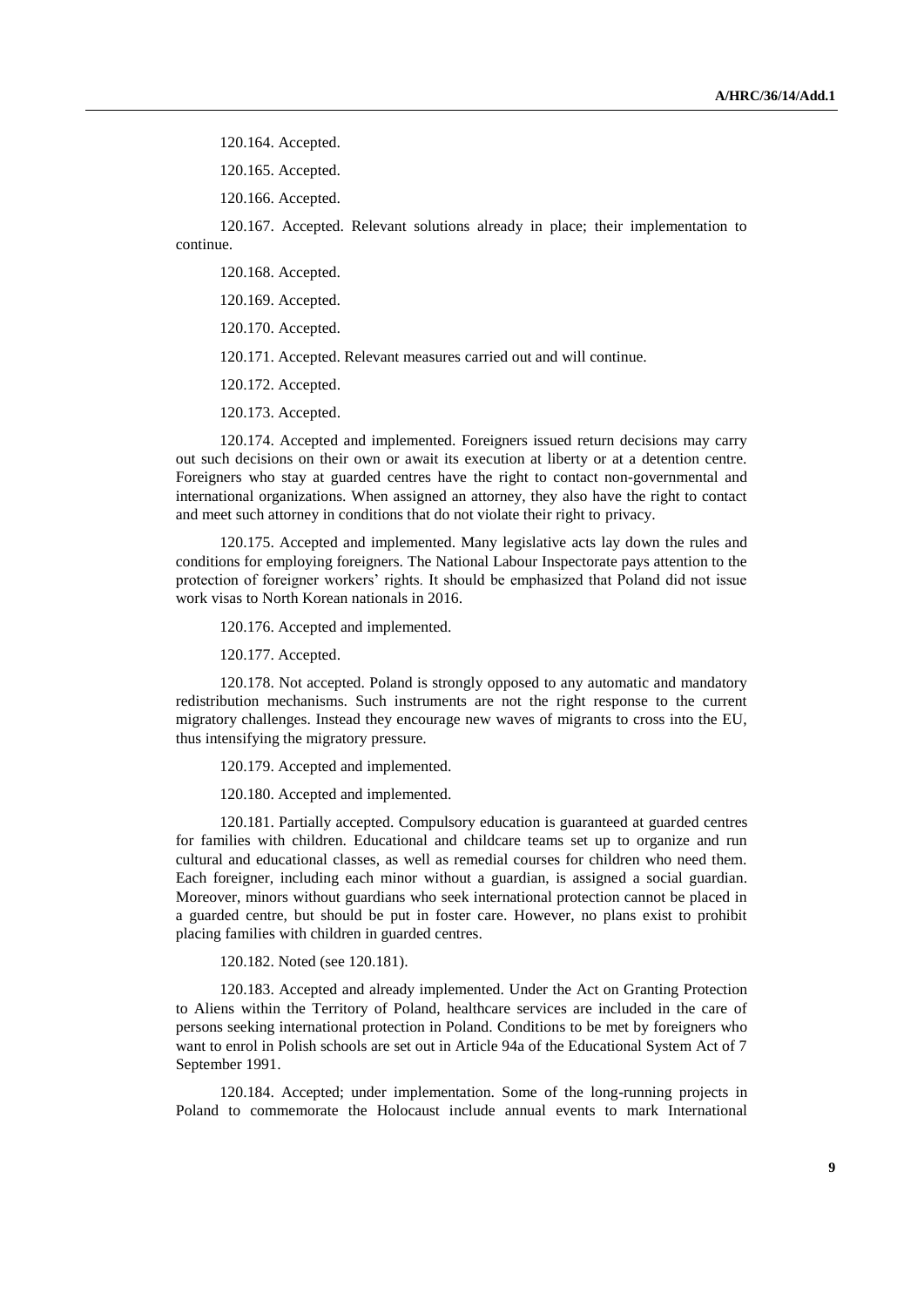120.164. Accepted.

120.165. Accepted.

120.166. Accepted.

120.167. Accepted. Relevant solutions already in place; their implementation to continue.

120.168. Accepted.

120.169. Accepted.

120.170. Accepted.

120.171. Accepted. Relevant measures carried out and will continue.

120.172. Accepted.

120.173. Accepted.

120.174. Accepted and implemented. Foreigners issued return decisions may carry out such decisions on their own or await its execution at liberty or at a detention centre. Foreigners who stay at guarded centres have the right to contact non-governmental and international organizations. When assigned an attorney, they also have the right to contact and meet such attorney in conditions that do not violate their right to privacy.

120.175. Accepted and implemented. Many legislative acts lay down the rules and conditions for employing foreigners. The National Labour Inspectorate pays attention to the protection of foreigner workers' rights. It should be emphasized that Poland did not issue work visas to North Korean nationals in 2016.

120.176. Accepted and implemented.

120.177. Accepted.

120.178. Not accepted. Poland is strongly opposed to any automatic and mandatory redistribution mechanisms. Such instruments are not the right response to the current migratory challenges. Instead they encourage new waves of migrants to cross into the EU, thus intensifying the migratory pressure.

120.179. Accepted and implemented.

120.180. Accepted and implemented.

120.181. Partially accepted. Compulsory education is guaranteed at guarded centres for families with children. Educational and childcare teams set up to organize and run cultural and educational classes, as well as remedial courses for children who need them. Each foreigner, including each minor without a guardian, is assigned a social guardian. Moreover, minors without guardians who seek international protection cannot be placed in a guarded centre, but should be put in foster care. However, no plans exist to prohibit placing families with children in guarded centres.

120.182. Noted (see 120.181).

120.183. Accepted and already implemented. Under the Act on Granting Protection to Aliens within the Territory of Poland, healthcare services are included in the care of persons seeking international protection in Poland. Conditions to be met by foreigners who want to enrol in Polish schools are set out in Article 94a of the Educational System Act of 7 September 1991.

120.184. Accepted; under implementation. Some of the long-running projects in Poland to commemorate the Holocaust include annual events to mark International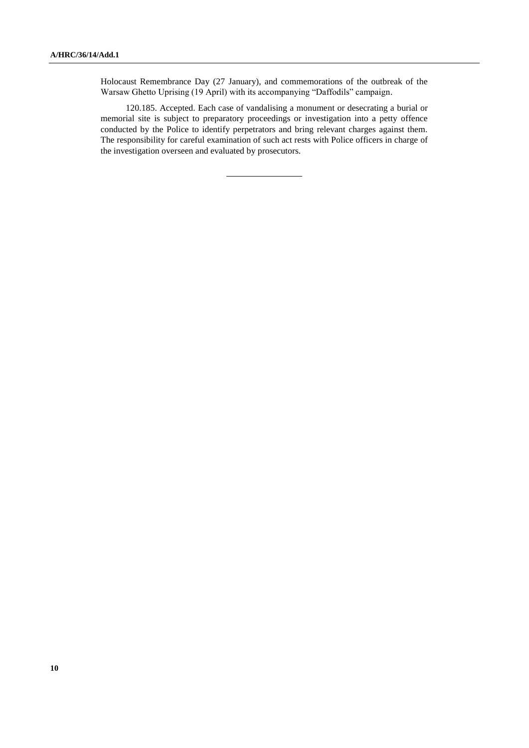Holocaust Remembrance Day (27 January), and commemorations of the outbreak of the Warsaw Ghetto Uprising (19 April) with its accompanying "Daffodils" campaign.

120.185. Accepted. Each case of vandalising a monument or desecrating a burial or memorial site is subject to preparatory proceedings or investigation into a petty offence conducted by the Police to identify perpetrators and bring relevant charges against them. The responsibility for careful examination of such act rests with Police officers in charge of the investigation overseen and evaluated by prosecutors.